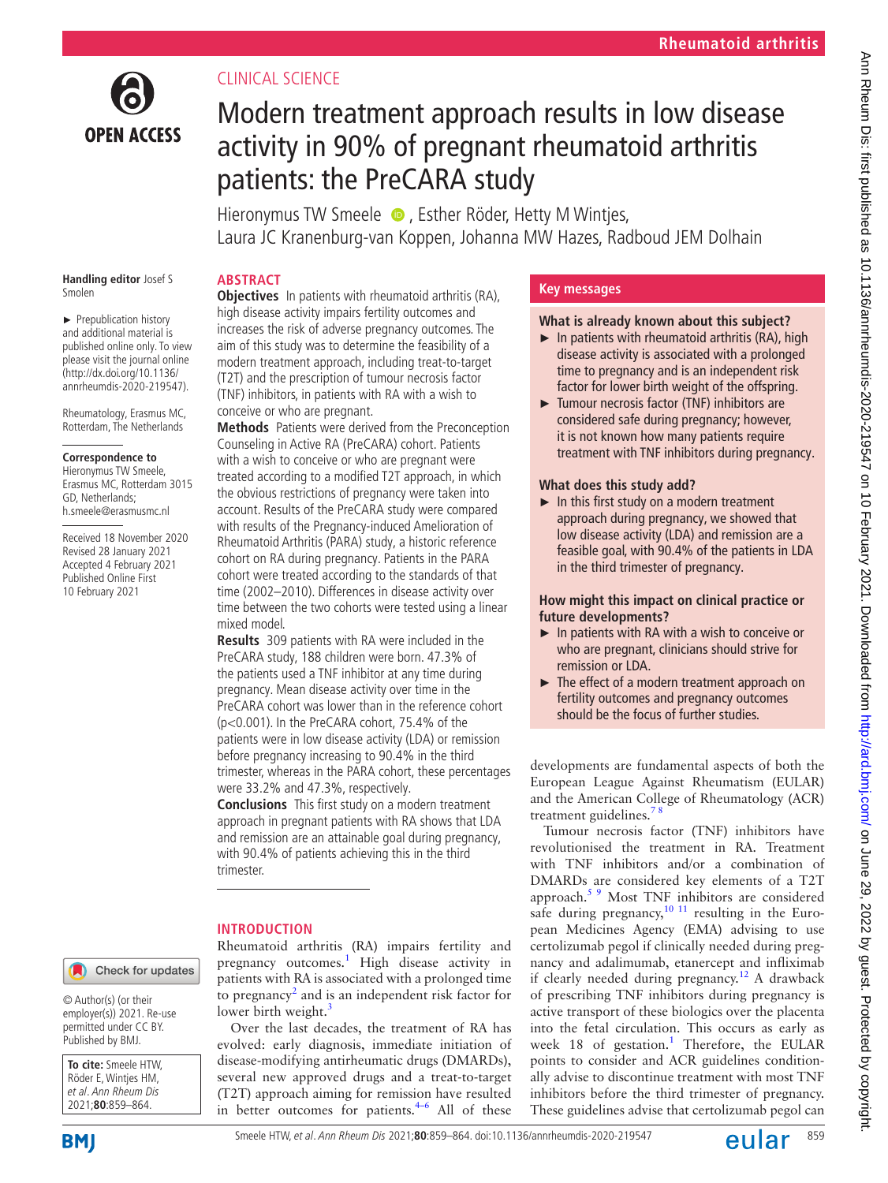Clinical science

# Modern treatment approach results in low disease activity in 90% of pregnant rheumatoid arthritis patients: the PreCARA study

Hieronymus TW Smeele, Esther Röder, Hetty M Wintjes, Laura JC Kranenburg-van Koppen, Johanna MW Hazes, Radboud JEM Dolhain

**Handling editor** Josef S Smolen

► Prepublication history and additional material is published online only. To view please visit the journal online (http://dx.doi.org/10.1136/annrheumdis-2020-219547).

Rheumatology, Erasmus MC, Rotterdam, The Netherlands

**Correspondence to**
Hieronymus TW Smeele, Erasmus MC, Rotterdam 3015 GD, Netherlands; h.smeele@erasmusmc.nl

Received 18 November 2020
Revised 28 January 2021
Accepted 4 February 2021
Published Online First 10 February 2021

© Author(s) (or their employer(s)) 2021. Re-use permitted under CC BY. Published by BMJ.

**To cite:** Smeele HTW, Röder E, Wintjes HM, *et al*. *Ann Rheum Dis* 2021;**80**:859–864.

## ABSTRACT

**Objectives** In patients with rheumatoid arthritis (RA), high disease activity impairs fertility outcomes and increases the risk of adverse pregnancy outcomes. The aim of this study was to determine the feasibility of a modern treatment approach, including treat-to-target (T2T) and the prescription of tumour necrosis factor (TNF) inhibitors, in patients with RA with a wish to conceive or who are pregnant.

**Methods** Patients were derived from the Preconception Counseling in Active RA (PreCARA) cohort. Patients with a wish to conceive or who are pregnant were treated according to a modified T2T approach, in which the obvious restrictions of pregnancy were taken into account. Results of the PreCARA study were compared with results of the Pregnancy-induced Amelioration of Rheumatoid Arthritis (PARA) study, a historic reference cohort on RA during pregnancy. Patients in the PARA cohort were treated according to the standards of that time (2002–2010). Differences in disease activity over time between the two cohorts were tested using a linear mixed model.

**Results** 309 patients with RA were included in the PreCARA study, 188 children were born. 47.3% of the patients used a TNF inhibitor at any time during pregnancy. Mean disease activity over time in the PreCARA cohort was lower than in the reference cohort ($p<0.001$). In the PreCARA cohort, 75.4% of the patients were in low disease activity (LDA) or remission before pregnancy increasing to 90.4% in the third trimester, whereas in the PARA cohort, these percentages were 33.2% and 47.3%, respectively.

**Conclusions** This first study on a modern treatment approach in pregnant patients with RA shows that LDA and remission are an attainable goal during pregnancy, with 90.4% of patients achieving this in the third trimester.

## Key messages

**What is already known about this subject?**

- In patients with rheumatoid arthritis (RA), high disease activity is associated with a prolonged time to pregnancy and is an independent risk factor for lower birth weight of the offspring.
- Tumour necrosis factor (TNF) inhibitors are considered safe during pregnancy; however, it is not known how many patients require treatment with TNF inhibitors during pregnancy.

**What does this study add?**

- In this first study on a modern treatment approach during pregnancy, we showed that low disease activity (LDA) and remission are a feasible goal, with 90.4% of the patients in LDA in the third trimester of pregnancy.

**How might this impact on clinical practice or future developments?**

- In patients with RA with a wish to conceive or who are pregnant, clinicians should strive for remission or LDA.
- The effect of a modern treatment approach on fertility outcomes and pregnancy outcomes should be the focus of further studies.

## INTRODUCTION

Rheumatoid arthritis (RA) impairs fertility and pregnancy outcomes.[1] High disease activity in patients with RA is associated with a prolonged time to pregnancy[2] and is an independent risk factor for lower birth weight.[3]

Over the last decades, the treatment of RA has evolved: early diagnosis, immediate initiation of disease-modifying antirheumatic drugs (DMARDs), several new approved drugs and a treat-to-target (T2T) approach aiming for remission have resulted in better outcomes for patients.[4–6] All of these developments are fundamental aspects of both the European League Against Rheumatism (EULAR) and the American College of Rheumatology (ACR) treatment guidelines.[7 8]

Tumour necrosis factor (TNF) inhibitors have revolutionised the treatment in RA. Treatment with TNF inhibitors and/or a combination of DMARDs are considered key elements of a T2T approach.[5 9] Most TNF inhibitors are considered safe during pregnancy,[10 11] resulting in the European Medicines Agency (EMA) advising to use certolizumab pegol if clinically needed during pregnancy and adalimumab, etanercept and infliximab if clearly needed during pregnancy.[12] A drawback of prescribing TNF inhibitors during pregnancy is active transport of these biologics over the placenta into the fetal circulation. This occurs as early as week 18 of gestation.[1] Therefore, the EULAR points to consider and ACR guidelines conditionally advise to discontinue treatment with most TNF inhibitors before the third trimester of pregnancy. These guidelines advise that certolizumab pegol can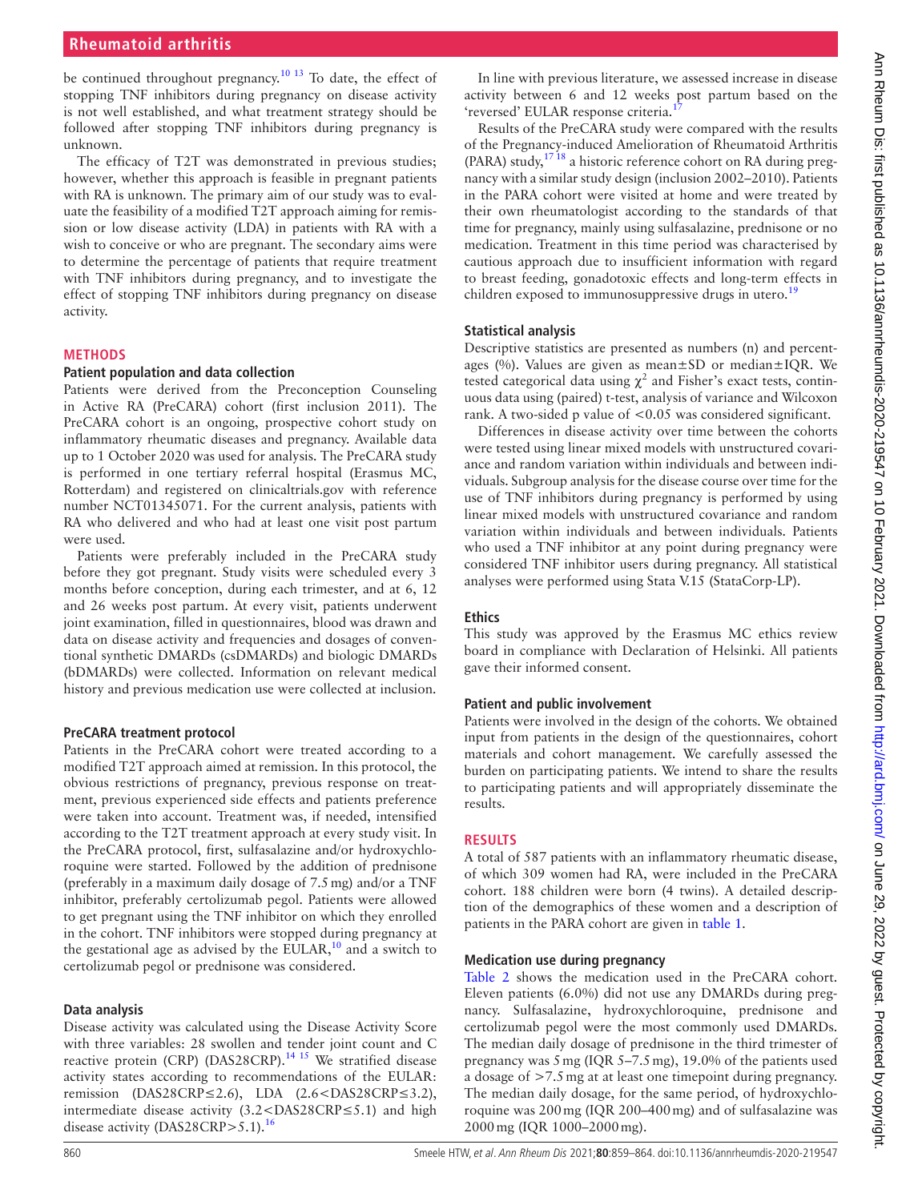be continued throughout pregnancy.[10 13] To date, the effect of stopping TNF inhibitors during pregnancy on disease activity is not well established, and what treatment strategy should be followed after stopping TNF inhibitors during pregnancy is unknown.

The efficacy of T2T was demonstrated in previous studies; however, whether this approach is feasible in pregnant patients with RA is unknown. The primary aim of our study was to evaluate the feasibility of a modified T2T approach aiming for remission or low disease activity (LDA) in patients with RA with a wish to conceive or who are pregnant. The secondary aims were to determine the percentage of patients that require treatment with TNF inhibitors during pregnancy, and to investigate the effect of stopping TNF inhibitors during pregnancy on disease activity.

## METHODS

### Patient population and data collection

Patients were derived from the Preconception Counseling in Active RA (PreCARA) cohort (first inclusion 2011). The PreCARA cohort is an ongoing, prospective cohort study on inflammatory rheumatic diseases and pregnancy. Available data up to 1 October 2020 was used for analysis. The PreCARA study is performed in one tertiary referral hospital (Erasmus MC, Rotterdam) and registered on clinicaltrials.gov with reference number NCT01345071. For the current analysis, patients with RA who delivered and who had at least one visit post partum were used.

Patients were preferably included in the PreCARA study before they got pregnant. Study visits were scheduled every 3 months before conception, during each trimester, and at 6, 12 and 26 weeks post partum. At every visit, patients underwent joint examination, filled in questionnaires, blood was drawn and data on disease activity and frequencies and dosages of conventional synthetic DMARDs (csDMARDs) and biologic DMARDs (bDMARDs) were collected. Information on relevant medical history and previous medication use were collected at inclusion.

### PreCARA treatment protocol

Patients in the PreCARA cohort were treated according to a modified T2T approach aimed at remission. In this protocol, the obvious restrictions of pregnancy, previous response on treatment, previous experienced side effects and patients preference were taken into account. Treatment was, if needed, intensified according to the T2T treatment approach at every study visit. In the PreCARA protocol, first, sulfasalazine and/or hydroxychloroquine were started. Followed by the addition of prednisone (preferably in a maximum daily dosage of 7.5 mg) and/or a TNF inhibitor, preferably certolizumab pegol. Patients were allowed to get pregnant using the TNF inhibitor on which they enrolled in the cohort. TNF inhibitors were stopped during pregnancy at the gestational age as advised by the EULAR,[10] and a switch to certolizumab pegol or prednisone was considered.

### Data analysis

Disease activity was calculated using the Disease Activity Score with three variables: 28 swollen and tender joint count and C reactive protein (CRP) (DAS28CRP).[14 15] We stratified disease activity states according to recommendations of the EULAR: remission (DAS28CRP≤2.6), LDA (2.6<DAS28CRP≤3.2), intermediate disease activity (3.2<DAS28CRP≤5.1) and high disease activity (DAS28CRP>5.1).[16]

In line with previous literature, we assessed increase in disease activity between 6 and 12 weeks post partum based on the 'reversed' EULAR response criteria.[17]

Results of the PreCARA study were compared with the results of the Pregnancy-induced Amelioration of Rheumatoid Arthritis (PARA) study,[17 18] a historic reference cohort on RA during pregnancy with a similar study design (inclusion 2002–2010). Patients in the PARA cohort were visited at home and were treated by their own rheumatologist according to the standards of that time for pregnancy, mainly using sulfasalazine, prednisone or no medication. Treatment in this time period was characterised by cautious approach due to insufficient information with regard to breast feeding, gonadotoxic effects and long-term effects in children exposed to immunosuppressive drugs in utero.[19]

### Statistical analysis

Descriptive statistics are presented as numbers (n) and percentages (%). Values are given as mean±SD or median±IQR. We tested categorical data using $\chi^2$ and Fisher's exact tests, continuous data using (paired) t-test, analysis of variance and Wilcoxon rank. A two-sided p value of <0.05 was considered significant.

Differences in disease activity over time between the cohorts were tested using linear mixed models with unstructured covariance and random variation within individuals and between individuals. Subgroup analysis for the disease course over time for the use of TNF inhibitors during pregnancy is performed by using linear mixed models with unstructured covariance and random variation within individuals and between individuals. Patients who used a TNF inhibitor at any point during pregnancy were considered TNF inhibitor users during pregnancy. All statistical analyses were performed using Stata V.15 (StataCorp-LP).

### Ethics

This study was approved by the Erasmus MC ethics review board in compliance with Declaration of Helsinki. All patients gave their informed consent.

### Patient and public involvement

Patients were involved in the design of the cohorts. We obtained input from patients in the design of the questionnaires, cohort materials and cohort management. We carefully assessed the burden on participating patients. We intend to share the results to participating patients and will appropriately disseminate the results.

## RESULTS

A total of 587 patients with an inflammatory rheumatic disease, of which 309 women had RA, were included in the PreCARA cohort. 188 children were born (4 twins). A detailed description of the demographics of these women and a description of patients in the PARA cohort are given in table 1.

### Medication use during pregnancy

Table 2 shows the medication used in the PreCARA cohort. Eleven patients (6.0%) did not use any DMARDs during pregnancy. Sulfasalazine, hydroxychloroquine, prednisone and certolizumab pegol were the most commonly used DMARDs. The median daily dosage of prednisone in the third trimester of pregnancy was 5 mg (IQR 5–7.5 mg), 19.0% of the patients used a dosage of >7.5 mg at at least one timepoint during pregnancy. The median daily dosage, for the same period, of hydroxychloroquine was 200 mg (IQR 200–400 mg) and of sulfasalazine was 2000 mg (IQR 1000–2000 mg).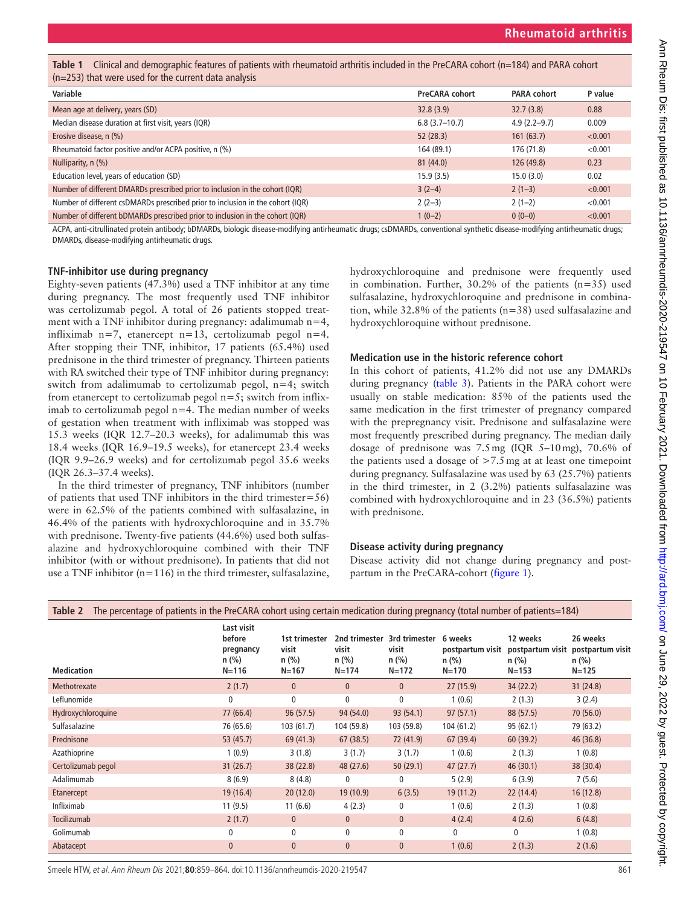**Table 1** Clinical and demographic features of patients with rheumatoid arthritis included in the PreCARA cohort (n=184) and PARA cohort (n=253) that were used for the current data analysis

| Variable | PreCARA cohort | PARA cohort | P value |
|---|---|---|---|
| Mean age at delivery, years (SD) | 32.8 (3.9) | 32.7 (3.8) | 0.88 |
| Median disease duration at first visit, years (IQR) | 6.8 (3.7–10.7) | 4.9 (2.2–9.7) | 0.009 |
| Erosive disease, n (%) | 52 (28.3) | 161 (63.7) | <0.001 |
| Rheumatoid factor positive and/or ACPA positive, n (%) | 164 (89.1) | 176 (71.8) | <0.001 |
| Nulliparity, n (%) | 81 (44.0) | 126 (49.8) | 0.23 |
| Education level, years of education (SD) | 15.9 (3.5) | 15.0 (3.0) | 0.02 |
| Number of different DMARDs prescribed prior to inclusion in the cohort (IQR) | 3 (2–4) | 2 (1–3) | <0.001 |
| Number of different csDMARDs prescribed prior to inclusion in the cohort (IQR) | 2 (2–3) | 2 (1–2) | <0.001 |
| Number of different bDMARDs prescribed prior to inclusion in the cohort (IQR) | 1 (0–2) | 0 (0–0) | <0.001 |

ACPA, anti-citrullinated protein antibody; bDMARDs, biologic disease-modifying antirheumatic drugs; csDMARDs, conventional synthetic disease-modifying antirheumatic drugs; DMARDs, disease-modifying antirheumatic drugs.

### TNF-inhibitor use during pregnancy

Eighty-seven patients (47.3%) used a TNF inhibitor at any time during pregnancy. The most frequently used TNF inhibitor was certolizumab pegol. A total of 26 patients stopped treatment with a TNF inhibitor during pregnancy: adalimumab n=4, infliximab n=7, etanercept n=13, certolizumab pegol n=4. After stopping their TNF, inhibitor, 17 patients (65.4%) used prednisone in the third trimester of pregnancy. Thirteen patients with RA switched their type of TNF inhibitor during pregnancy: switch from adalimumab to certolizumab pegol, n=4; switch from etanercept to certolizumab pegol n=5; switch from infliximab to certolizumab pegol n=4. The median number of weeks of gestation when treatment with infliximab was stopped was 15.3 weeks (IQR 12.7–20.3 weeks), for adalimumab this was 18.4 weeks (IQR 16.9–19.5 weeks), for etanercept 23.4 weeks (IQR 9.9–26.9 weeks) and for certolizumab pegol 35.6 weeks (IQR 26.3–37.4 weeks).

In the third trimester of pregnancy, TNF inhibitors (number of patients that used TNF inhibitors in the third trimester=56) were in 62.5% of the patients combined with sulfasalazine, in 46.4% of the patients with hydroxychloroquine and in 35.7% with prednisone. Twenty-five patients (44.6%) used both sulfasalazine and hydroxychloroquine combined with their TNF inhibitor (with or without prednisone). In patients that did not use a TNF inhibitor (n=116) in the third trimester, sulfasalazine, hydroxychloroquine and prednisone were frequently used in combination. Further, 30.2% of the patients (n=35) used sulfasalazine, hydroxychloroquine and prednisone in combination, while 32.8% of the patients (n=38) used sulfasalazine and hydroxychloroquine without prednisone.

### Medication use in the historic reference cohort

In this cohort of patients, 41.2% did not use any DMARDs during pregnancy (table 3). Patients in the PARA cohort were usually on stable medication: 85% of the patients used the same medication in the first trimester of pregnancy compared with the prepregnancy visit. Prednisone and sulfasalazine were most frequently prescribed during pregnancy. The median daily dosage of prednisone was 7.5 mg (IQR 5–10 mg), 70.6% of the patients used a dosage of >7.5 mg at at least one timepoint during pregnancy. Sulfasalazine was used by 63 (25.7%) patients in the third trimester, in 2 (3.2%) patients sulfasalazine was combined with hydroxychloroquine and in 23 (36.5%) patients with prednisone.

### Disease activity during pregnancy

Disease activity did not change during pregnancy and postpartum in the PreCARA-cohort (figure 1).

**Table 2** The percentage of patients in the PreCARA cohort using certain medication during pregnancy (total number of patients=184)

| Medication | Last visit before pregnancy n (%) N=116 | 1st trimester visit n (%) N=167 | 2nd trimester visit n (%) N=174 | 3rd trimester visit n (%) N=172 | 6 weeks postpartum visit n (%) N=170 | 12 weeks postpartum visit n (%) N=153 | 26 weeks postpartum visit n (%) N=125 |
|---|---|---|---|---|---|---|---|
| Methotrexate | 2 (1.7) | 0 | 0 | 0 | 27 (15.9) | 34 (22.2) | 31 (24.8) |
| Leflunomide | 0 | 0 | 0 | 0 | 1 (0.6) | 2 (1.3) | 3 (2.4) |
| Hydroxychloroquine | 77 (66.4) | 96 (57.5) | 94 (54.0) | 93 (54.1) | 97 (57.1) | 88 (57.5) | 70 (56.0) |
| Sulfasalazine | 76 (65.6) | 103 (61.7) | 104 (59.8) | 103 (59.8) | 104 (61.2) | 95 (62.1) | 79 (63.2) |
| Prednisone | 53 (45.7) | 69 (41.3) | 67 (38.5) | 72 (41.9) | 67 (39.4) | 60 (39.2) | 46 (36.8) |
| Azathioprine | 1 (0.9) | 3 (1.8) | 3 (1.7) | 3 (1.7) | 1 (0.6) | 2 (1.3) | 1 (0.8) |
| Certolizumab pegol | 31 (26.7) | 38 (22.8) | 48 (27.6) | 50 (29.1) | 47 (27.7) | 46 (30.1) | 38 (30.4) |
| Adalimumab | 8 (6.9) | 8 (4.8) | 0 | 0 | 5 (2.9) | 6 (3.9) | 7 (5.6) |
| Etanercept | 19 (16.4) | 20 (12.0) | 19 (10.9) | 6 (3.5) | 19 (11.2) | 22 (14.4) | 16 (12.8) |
| Infliximab | 11 (9.5) | 11 (6.6) | 4 (2.3) | 0 | 1 (0.6) | 2 (1.3) | 1 (0.8) |
| Tocilizumab | 2 (1.7) | 0 | 0 | 0 | 4 (2.4) | 4 (2.6) | 6 (4.8) |
| Golimumab | 0 | 0 | 0 | 0 | 0 | 0 | 1 (0.8) |
| Abatacept | 0 | 0 | 0 | 0 | 1 (0.6) | 2 (1.3) | 2 (1.6) |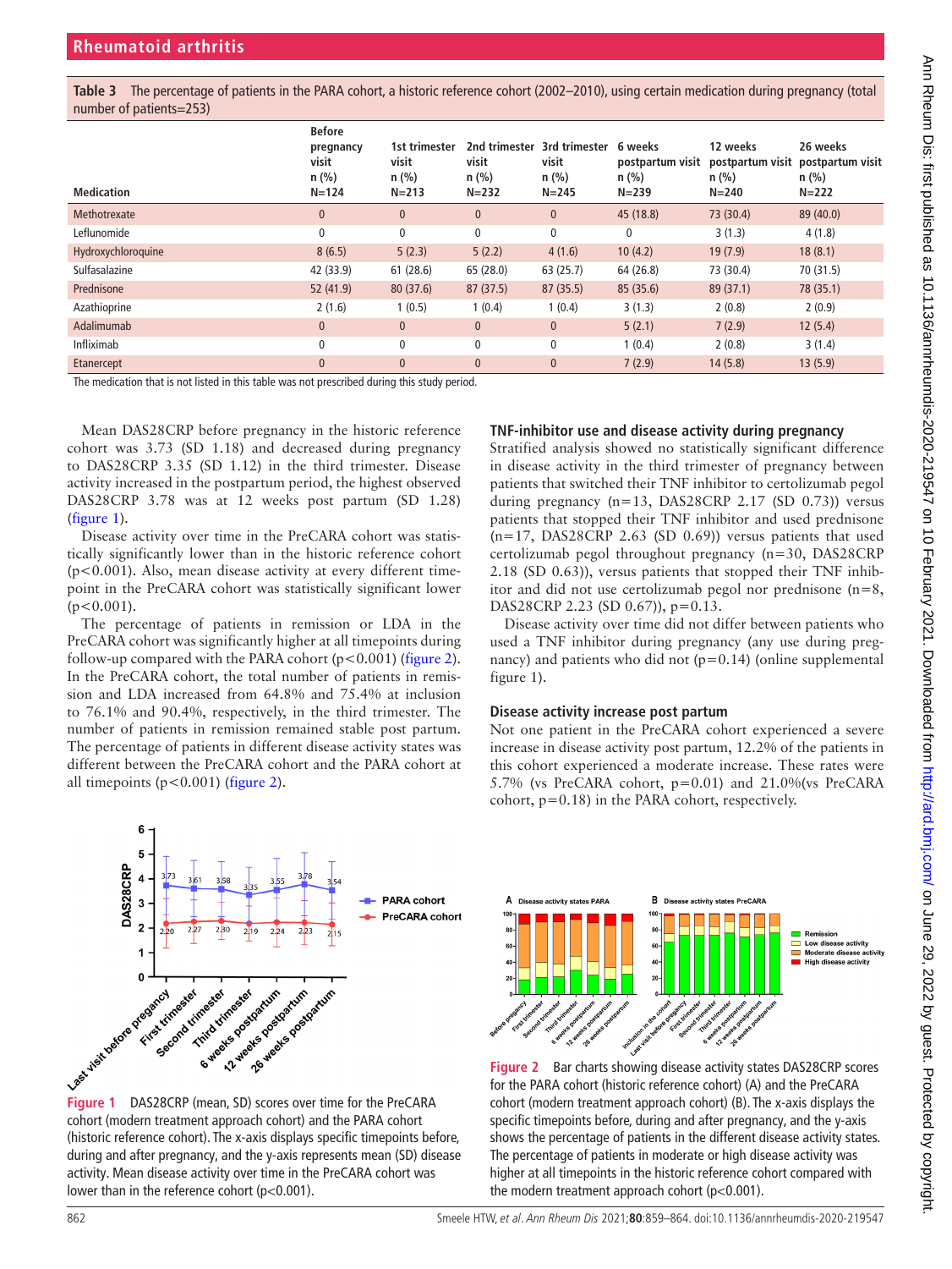**Table 3** The percentage of patients in the PARA cohort, a historic reference cohort (2002–2010), using certain medication during pregnancy (total number of patients=253)

| Medication | Before pregnancy visit n (%) N=124 | 1st trimester visit n (%) N=213 | 2nd trimester visit n (%) N=232 | 3rd trimester visit n (%) N=245 | 6 weeks postpartum visit n (%) N=239 | 12 weeks postpartum visit n (%) N=240 | 26 weeks postpartum visit n (%) N=222 |
|---|---|---|---|---|---|---|---|
| Methotrexate | 0 | 0 | 0 | 0 | 45 (18.8) | 73 (30.4) | 89 (40.0) |
| Leflunomide | 0 | 0 | 0 | 0 | 0 | 3 (1.3) | 4 (1.8) |
| Hydroxychloroquine | 8 (6.5) | 5 (2.3) | 5 (2.2) | 4 (1.6) | 10 (4.2) | 19 (7.9) | 18 (8.1) |
| Sulfasalazine | 42 (33.9) | 61 (28.6) | 65 (28.0) | 63 (25.7) | 64 (26.8) | 73 (30.4) | 70 (31.5) |
| Prednisone | 52 (41.9) | 80 (37.6) | 87 (37.5) | 87 (35.5) | 85 (35.6) | 89 (37.1) | 78 (35.1) |
| Azathioprine | 2 (1.6) | 1 (0.5) | 1 (0.4) | 1 (0.4) | 3 (1.3) | 2 (0.8) | 2 (0.9) |
| Adalimumab | 0 | 0 | 0 | 0 | 5 (2.1) | 7 (2.9) | 12 (5.4) |
| Infliximab | 0 | 0 | 0 | 0 | 1 (0.4) | 2 (0.8) | 3 (1.4) |
| Etanercept | 0 | 0 | 0 | 0 | 7 (2.9) | 14 (5.8) | 13 (5.9) |

The medication that is not listed in this table was not prescribed during this study period.

Mean DAS28CRP before pregnancy in the historic reference cohort was 3.73 (SD 1.18) and decreased during pregnancy to DAS28CRP 3.35 (SD 1.12) in the third trimester. Disease activity increased in the postpartum period, the highest observed DAS28CRP 3.78 was at 12 weeks post partum (SD 1.28) (figure 1).

Disease activity over time in the PreCARA cohort was statistically significantly lower than in the historic reference cohort ($p<0.001$). Also, mean disease activity at every different timepoint in the PreCARA cohort was statistically significant lower ($p<0.001$).

The percentage of patients in remission or LDA in the PreCARA cohort was significantly higher at all timepoints during follow-up compared with the PARA cohort ($p<0.001$) (figure 2). In the PreCARA cohort, the total number of patients in remission and LDA increased from 64.8% and 75.4% at inclusion to 76.1% and 90.4%, respectively, in the third trimester. The number of patients in remission remained stable post partum. The percentage of patients in different disease activity states was different between the PreCARA cohort and the PARA cohort at all timepoints ($p<0.001$) (figure 2).

### TNF-inhibitor use and disease activity during pregnancy

Stratified analysis showed no statistically significant difference in disease activity in the third trimester of pregnancy between patients that switched their TNF inhibitor to certolizumab pegol during pregnancy (n=13, DAS28CRP 2.17 (SD 0.73)) versus patients that stopped their TNF inhibitor and used prednisone (n=17, DAS28CRP 2.63 (SD 0.69)) versus patients that used certolizumab pegol throughout pregnancy (n=30, DAS28CRP 2.18 (SD 0.63)), versus patients that stopped their TNF inhibitor and did not use certolizumab pegol nor prednisone (n=8, DAS28CRP 2.23 (SD 0.67)), p=0.13.

Disease activity over time did not differ between patients who used a TNF inhibitor during pregnancy (any use during pregnancy) and patients who did not (p=0.14) (online supplemental figure 1).

### Disease activity increase post partum

Not one patient in the PreCARA cohort experienced a severe increase in disease activity post partum, 12.2% of the patients in this cohort experienced a moderate increase. These rates were 5.7% (vs PreCARA cohort, p=0.01) and 21.0%(vs PreCARA cohort, p=0.18) in the PARA cohort, respectively.

**Figure 1** DAS28CRP (mean, SD) scores over time for the PreCARA cohort (modern treatment approach cohort) and the PARA cohort (historic reference cohort). The x-axis displays specific timepoints before, during and after pregnancy, and the y-axis represents mean (SD) disease activity. Mean disease activity over time in the PreCARA cohort was lower than in the reference cohort ($p<0.001$).

**Figure 2** Bar charts showing disease activity states DAS28CRP scores for the PARA cohort (historic reference cohort) (A) and the PreCARA cohort (modern treatment approach cohort) (B). The x-axis displays the specific timepoints before, during and after pregnancy, and the y-axis shows the percentage of patients in the different disease activity states. The percentage of patients in moderate or high disease activity was higher at all timepoints in the historic reference cohort compared with the modern treatment approach cohort ($p<0.001$).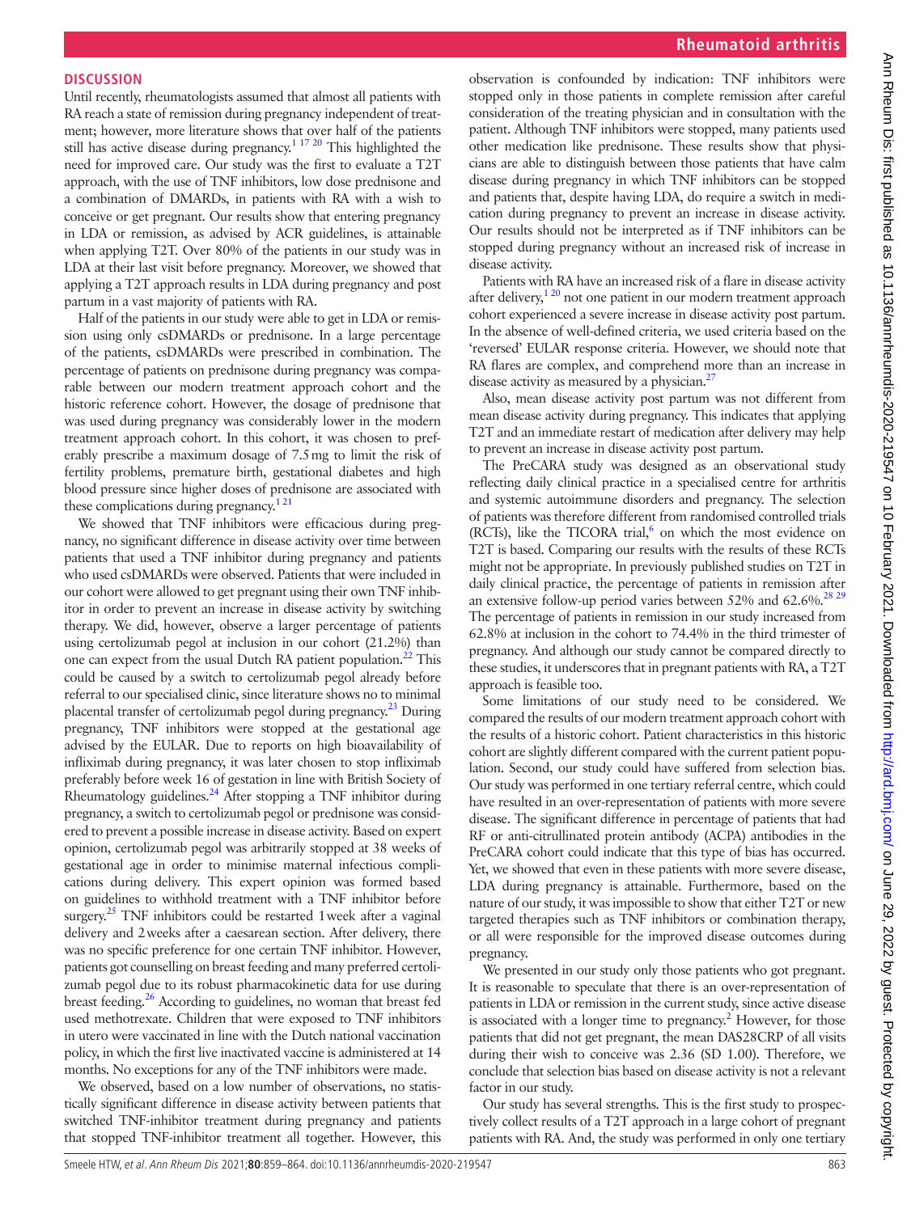## DISCUSSION

Until recently, rheumatologists assumed that almost all patients with RA reach a state of remission during pregnancy independent of treatment; however, more literature shows that over half of the patients still has active disease during pregnancy.[1 17 20] This highlighted the need for improved care. Our study was the first to evaluate a T2T approach, with the use of TNF inhibitors, low dose prednisone and a combination of DMARDs, in patients with RA with a wish to conceive or get pregnant. Our results show that entering pregnancy in LDA or remission, as advised by ACR guidelines, is attainable when applying T2T. Over 80% of the patients in our study was in LDA at their last visit before pregnancy. Moreover, we showed that applying a T2T approach results in LDA during pregnancy and post partum in a vast majority of patients with RA.

Half of the patients in our study were able to get in LDA or remission using only csDMARDs or prednisone. In a large percentage of the patients, csDMARDs were prescribed in combination. The percentage of patients on prednisone during pregnancy was comparable between our modern treatment approach cohort and the historic reference cohort. However, the dosage of prednisone that was used during pregnancy was considerably lower in the modern treatment approach cohort. In this cohort, it was chosen to preferably prescribe a maximum dosage of 7.5 mg to limit the risk of fertility problems, premature birth, gestational diabetes and high blood pressure since higher doses of prednisone are associated with these complications during pregnancy.[1 21]

We showed that TNF inhibitors were efficacious during pregnancy, no significant difference in disease activity over time between patients that used a TNF inhibitor during pregnancy and patients who used csDMARDs were observed. Patients that were included in our cohort were allowed to get pregnant using their own TNF inhibitor in order to prevent an increase in disease activity by switching therapy. We did, however, observe a larger percentage of patients using certolizumab pegol at inclusion in our cohort (21.2%) than one can expect from the usual Dutch RA patient population.[22] This could be caused by a switch to certolizumab pegol already before referral to our specialised clinic, since literature shows no to minimal placental transfer of certolizumab pegol during pregnancy.[23] During pregnancy, TNF inhibitors were stopped at the gestational age advised by the EULAR. Due to reports on high bioavailability of infliximab during pregnancy, it was later chosen to stop infliximab preferably before week 16 of gestation in line with British Society of Rheumatology guidelines.[24] After stopping a TNF inhibitor during pregnancy, a switch to certolizumab pegol or prednisone was considered to prevent a possible increase in disease activity. Based on expert opinion, certolizumab pegol was arbitrarily stopped at 38 weeks of gestational age in order to minimise maternal infectious complications during delivery. This expert opinion was formed based on guidelines to withhold treatment with a TNF inhibitor before surgery.[25] TNF inhibitors could be restarted 1 week after a vaginal delivery and 2 weeks after a caesarean section. After delivery, there was no specific preference for one certain TNF inhibitor. However, patients got counselling on breast feeding and many preferred certolizumab pegol due to its robust pharmacokinetic data for use during breast feeding.[26] According to guidelines, no woman that breast fed used methotrexate. Children that were exposed to TNF inhibitors in utero were vaccinated in line with the Dutch national vaccination policy, in which the first live inactivated vaccine is administered at 14 months. No exceptions for any of the TNF inhibitors were made.

We observed, based on a low number of observations, no statistically significant difference in disease activity between patients that switched TNF-inhibitor treatment during pregnancy and patients that stopped TNF-inhibitor treatment all together. However, this observation is confounded by indication: TNF inhibitors were stopped only in those patients in complete remission after careful consideration of the treating physician and in consultation with the patient. Although TNF inhibitors were stopped, many patients used other medication like prednisone. These results show that physicians are able to distinguish between those patients that have calm disease during pregnancy in which TNF inhibitors can be stopped and patients that, despite having LDA, do require a switch in medication during pregnancy to prevent an increase in disease activity. Our results should not be interpreted as if TNF inhibitors can be stopped during pregnancy without an increased risk of increase in disease activity.

Patients with RA have an increased risk of a flare in disease activity after delivery,[1 20] not one patient in our modern treatment approach cohort experienced a severe increase in disease activity post partum. In the absence of well-defined criteria, we used criteria based on the 'reversed' EULAR response criteria. However, we should note that RA flares are complex, and comprehend more than an increase in disease activity as measured by a physician.[27]

Also, mean disease activity post partum was not different from mean disease activity during pregnancy. This indicates that applying T2T and an immediate restart of medication after delivery may help to prevent an increase in disease activity post partum.

The PreCARA study was designed as an observational study reflecting daily clinical practice in a specialised centre for arthritis and systemic autoimmune disorders and pregnancy. The selection of patients was therefore different from randomised controlled trials (RCTs), like the TICORA trial,[6] on which the most evidence on T2T is based. Comparing our results with the results of these RCTs might not be appropriate. In previously published studies on T2T in daily clinical practice, the percentage of patients in remission after an extensive follow-up period varies between 52% and 62.6%.[28 29] The percentage of patients in remission in our study increased from 62.8% at inclusion in the cohort to 74.4% in the third trimester of pregnancy. And although our study cannot be compared directly to these studies, it underscores that in pregnant patients with RA, a T2T approach is feasible too.

Some limitations of our study need to be considered. We compared the results of our modern treatment approach cohort with the results of a historic cohort. Patient characteristics in this historic cohort are slightly different compared with the current patient population. Second, our study could have suffered from selection bias. Our study was performed in one tertiary referral centre, which could have resulted in an over-representation of patients with more severe disease. The significant difference in percentage of patients that had RF or anti-citrullinated protein antibody (ACPA) antibodies in the PreCARA cohort could indicate that this type of bias has occurred. Yet, we showed that even in these patients with more severe disease, LDA during pregnancy is attainable. Furthermore, based on the nature of our study, it was impossible to show that either T2T or new targeted therapies such as TNF inhibitors or combination therapy, or all were responsible for the improved disease outcomes during pregnancy.

We presented in our study only those patients who got pregnant. It is reasonable to speculate that there is an over-representation of patients in LDA or remission in the current study, since active disease is associated with a longer time to pregnancy.[2] However, for those patients that did not get pregnant, the mean DAS28CRP of all visits during their wish to conceive was 2.36 (SD 1.00). Therefore, we conclude that selection bias based on disease activity is not a relevant factor in our study.

Our study has several strengths. This is the first study to prospectively collect results of a T2T approach in a large cohort of pregnant patients with RA. And, the study was performed in only one tertiary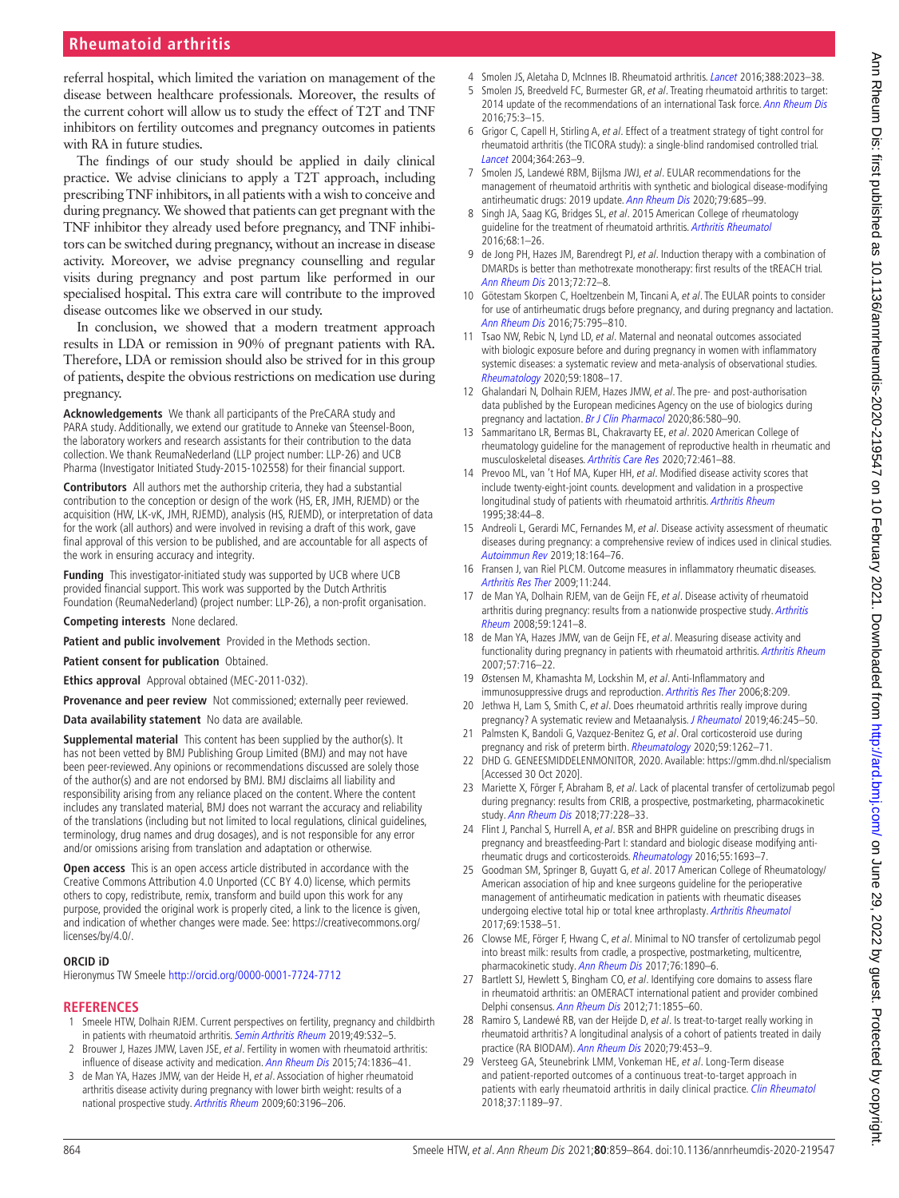referral hospital, which limited the variation on management of the disease between healthcare professionals. Moreover, the results of the current cohort will allow us to study the effect of T2T and TNF inhibitors on fertility outcomes and pregnancy outcomes in patients with RA in future studies.

The findings of our study should be applied in daily clinical practice. We advise clinicians to apply a T2T approach, including prescribing TNF inhibitors, in all patients with a wish to conceive and during pregnancy. We showed that patients can get pregnant with the TNF inhibitor they already used before pregnancy, and TNF inhibitors can be switched during pregnancy, without an increase in disease activity. Moreover, we advise pregnancy counselling and regular visits during pregnancy and post partum like performed in our specialised hospital. This extra care will contribute to the improved disease outcomes like we observed in our study.

In conclusion, we showed that a modern treatment approach results in LDA or remission in 90% of pregnant patients with RA. Therefore, LDA or remission should also be strived for in this group of patients, despite the obvious restrictions on medication use during pregnancy.

**Acknowledgements** We thank all participants of the PreCARA study and PARA study. Additionally, we extend our gratitude to Anneke van Steensel-Boon, the laboratory workers and research assistants for their contribution to the data collection. We thank ReumaNederland (LLP project number: LLP-26) and UCB Pharma (Investigator Initiated Study-2015-102558) for their financial support.

**Contributors** All authors met the authorship criteria, they had a substantial contribution to the conception or design of the work (HS, ER, JMH, RJEMD) or the acquisition (HW, LK-vK, JMH, RJEMD), analysis (HS, RJEMD), or interpretation of data for the work (all authors) and were involved in revising a draft of this work, gave final approval of this version to be published, and are accountable for all aspects of the work in ensuring accuracy and integrity.

**Funding** This investigator-initiated study was supported by UCB where UCB provided financial support. This work was supported by the Dutch Arthritis Foundation (ReumaNederland) (project number: LLP-26), a non-profit organisation.

**Competing interests** None declared.

**Patient and public involvement** Provided in the Methods section.

**Patient consent for publication** Obtained.

**Ethics approval** Approval obtained (MEC-2011-032).

**Provenance and peer review** Not commissioned; externally peer reviewed.

**Data availability statement** No data are available.

**Supplemental material** This content has been supplied by the author(s). It has not been vetted by BMJ Publishing Group Limited (BMJ) and may not have been peer-reviewed. Any opinions or recommendations discussed are solely those of the author(s) and are not endorsed by BMJ. BMJ disclaims all liability and responsibility arising from any reliance placed on the content. Where the content includes any translated material, BMJ does not warrant the accuracy and reliability of the translations (including but not limited to local regulations, clinical guidelines, terminology, drug names and drug dosages), and is not responsible for any error and/or omissions arising from translation and adaptation or otherwise.

**Open access** This is an open access article distributed in accordance with the Creative Commons Attribution 4.0 Unported (CC BY 4.0) license, which permits others to copy, redistribute, remix, transform and build upon this work for any purpose, provided the original work is properly cited, a link to the licence is given, and indication of whether changes were made. See: https://creativecommons.org/licenses/by/4.0/.

### ORCID iD

Hieronymus TW Smeele http://orcid.org/0000-0001-7724-7712

## REFERENCES

1. Smeele HTW, Dolhain RJEM. Current perspectives on fertility, pregnancy and childbirth in patients with rheumatoid arthritis. *Semin Arthritis Rheum* 2019;49:S32–5.
2. Brouwer J, Hazes JMW, Laven JSE, *et al*. Fertility in women with rheumatoid arthritis: influence of disease activity and medication. *Ann Rheum Dis* 2015;74:1836–41.
3. de Man YA, Hazes JMW, van der Heide H, *et al*. Association of higher rheumatoid arthritis disease activity during pregnancy with lower birth weight: results of a national prospective study. *Arthritis Rheum* 2009;60:3196–206.
4. Smolen JS, Aletaha D, McInnes IB. Rheumatoid arthritis. *Lancet* 2016;388:2023–38.
5. Smolen JS, Breedveld FC, Burmester GR, *et al*. Treating rheumatoid arthritis to target: 2014 update of the recommendations of an international Task force. *Ann Rheum Dis* 2016;75:3–15.
6. Grigor C, Capell H, Stirling A, *et al*. Effect of a treatment strategy of tight control for rheumatoid arthritis (the TICORA study): a single-blind randomised controlled trial. *Lancet* 2004;364:263–9.
7. Smolen JS, Landewé RBM, Bijlsma JWJ, *et al*. EULAR recommendations for the management of rheumatoid arthritis with synthetic and biological disease-modifying antirheumatic drugs: 2019 update. *Ann Rheum Dis* 2020;79:685–99.
8. Singh JA, Saag KG, Bridges SL, *et al*. 2015 American College of rheumatology guideline for the treatment of rheumatoid arthritis. *Arthritis Rheumatol* 2016;68:1–26.
9. de Jong PH, Hazes JM, Barendregt PJ, *et al*. Induction therapy with a combination of DMARDs is better than methotrexate monotherapy: first results of the tREACH trial. *Ann Rheum Dis* 2013;72:72–8.
10. Götestam Skorpen C, Hoeltzenbein M, Tincani A, *et al*. The EULAR points to consider for use of antirheumatic drugs before pregnancy, and during pregnancy and lactation. *Ann Rheum Dis* 2016;75:795–810.
11. Tsao NW, Rebic N, Lynd LD, *et al*. Maternal and neonatal outcomes associated with biologic exposure before and during pregnancy in women with inflammatory systemic diseases: a systematic review and meta-analysis of observational studies. *Rheumatology* 2020;59:1808–17.
12. Ghalandari N, Dolhain RJEM, Hazes JMW, *et al*. The pre- and post-authorisation data published by the European medicines Agency on the use of biologics during pregnancy and lactation. *Br J Clin Pharmacol* 2020;86:580–90.
13. Sammaritano LR, Bermas BL, Chakravarty EE, *et al*. 2020 American College of rheumatology guideline for the management of reproductive health in rheumatic and musculoskeletal diseases. *Arthritis Care Res* 2020;72:461–88.
14. Prevoo ML, van 't Hof MA, Kuper HH, *et al*. Modified disease activity scores that include twenty-eight-joint counts. development and validation in a prospective longitudinal study of patients with rheumatoid arthritis. *Arthritis Rheum* 1995;38:44–8.
15. Andreoli L, Gerardi MC, Fernandes M, *et al*. Disease activity assessment of rheumatic diseases during pregnancy: a comprehensive review of indices used in clinical studies. *Autoimmun Rev* 2019;18:164–76.
16. Fransen J, van Riel PLCM. Outcome measures in inflammatory rheumatic diseases. *Arthritis Res Ther* 2009;11:244.
17. de Man YA, Dolhain RJEM, van de Geijn FE, *et al*. Disease activity of rheumatoid arthritis during pregnancy: results from a nationwide prospective study. *Arthritis Rheum* 2008;59:1241–8.
18. de Man YA, Hazes JMW, van de Geijn FE, *et al*. Measuring disease activity and functionality during pregnancy in patients with rheumatoid arthritis. *Arthritis Rheum* 2007;57:716–22.
19. Østensen M, Khamashta M, Lockshin M, *et al*. Anti-Inflammatory and immunosuppressive drugs and reproduction. *Arthritis Res Ther* 2006;8:209.
20. Jethwa H, Lam S, Smith C, *et al*. Does rheumatoid arthritis really improve during pregnancy? A systematic review and Metaanalysis. *J Rheumatol* 2019;46:245–50.
21. Palmsten K, Bandoli G, Vazquez-Benitez G, *et al*. Oral corticosteroid use during pregnancy and risk of preterm birth. *Rheumatology* 2020;59:1262–71.
22. DHD G. GENEESMIDDELENMONITOR, 2020. Available: https://gmm.dhd.nl/specialism [Accessed 30 Oct 2020].
23. Mariette X, Förger F, Abraham B, *et al*. Lack of placental transfer of certolizumab pegol during pregnancy: results from CRIB, a prospective, postmarketing, pharmacokinetic study. *Ann Rheum Dis* 2018;77:228–33.
24. Flint J, Panchal S, Hurrell A, *et al*. BSR and BHPR guideline on prescribing drugs in pregnancy and breastfeeding-Part I: standard and biologic disease modifying anti-rheumatic drugs and corticosteroids. *Rheumatology* 2016;55:1693–7.
25. Goodman SM, Springer B, Guyatt G, *et al*. 2017 American College of Rheumatology/American association of hip and knee surgeons guideline for the perioperative management of antirheumatic medication in patients with rheumatic diseases undergoing elective total hip or total knee arthroplasty. *Arthritis Rheumatol* 2017;69:1538–51.
26. Clowse ME, Förger F, Hwang C, *et al*. Minimal to NO transfer of certolizumab pegol into breast milk: results from cradle, a prospective, postmarketing, multicentre, pharmacokinetic study. *Ann Rheum Dis* 2017;76:1890–6.
27. Bartlett SJ, Hewlett S, Bingham CO, *et al*. Identifying core domains to assess flare in rheumatoid arthritis: an OMERACT international patient and provider combined Delphi consensus. *Ann Rheum Dis* 2012;71:1855–60.
28. Ramiro S, Landewé RB, van der Heijde D, *et al*. Is treat-to-target really working in rheumatoid arthritis? A longitudinal analysis of a cohort of patients treated in daily practice (RA BIODAM). *Ann Rheum Dis* 2020;79:453–9.
29. Versteeg GA, Steunebrink LMM, Vonkeman HE, *et al*. Long-Term disease and patient-reported outcomes of a continuous treat-to-target approach in patients with early rheumatoid arthritis in daily clinical practice. *Clin Rheumatol* 2018;37:1189–97.